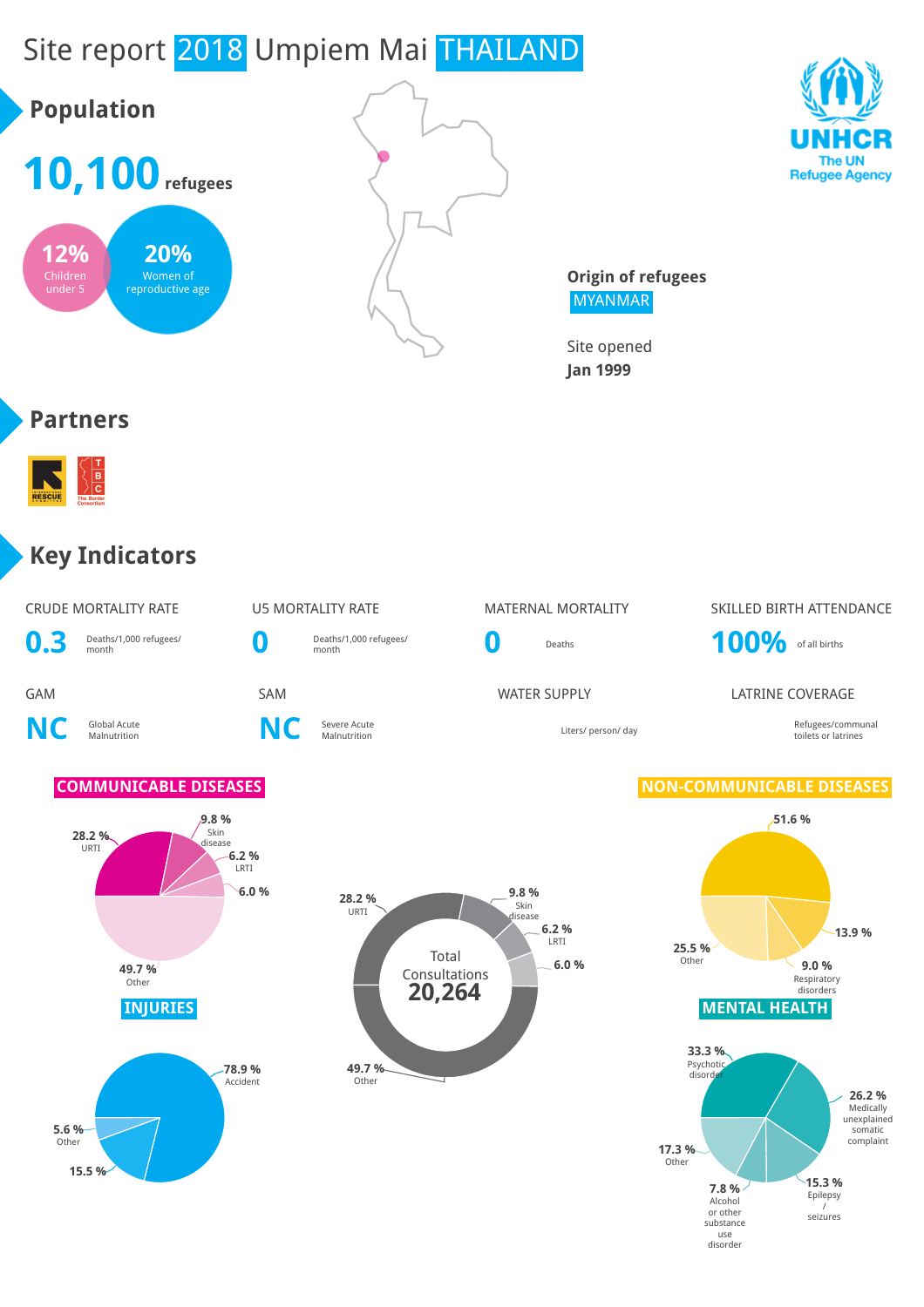# Site report 2018 Umpiem Mai THAILAND

UNHCR
The UN Refugee Agency

## Population

**10,100** refugees

**12%** Children under 5

**20%** Women of reproductive age

**Origin of refugees**
MYANMAR

Site opened
**Jan 1999**

## Partners

## Key Indicators

| CRUDE MORTALITY RATE | U5 MORTALITY RATE | MATERNAL MORTALITY | SKILLED BIRTH ATTENDANCE |
|---|---|---|---|
| **0.3** Deaths/1,000 refugees/ month | **0** Deaths/1,000 refugees/ month | **0** Deaths | **100%** of all births |

| GAM | SAM | WATER SUPPLY | LATRINE COVERAGE |
|---|---|---|---|
| **NC** Global Acute Malnutrition | **NC** Severe Acute Malnutrition | Liters/ person/ day | Refugees/communal toilets or latrines |

### COMMUNICABLE DISEASES

- 28.2 % URTI
- 9.8 % Skin disease
- 6.2 % LRTI
- 6.0 %
- 49.7 % Other

Total Consultations **20,264**

- 28.2 % URTI
- 9.8 % Skin disease
- 6.2 % LRTI
- 6.0 %
- 49.7 % Other

### NON-COMMUNICABLE DISEASES

- 51.6 %
- 13.9 %
- 9.0 % Respiratory disorders
- 25.5 % Other

### INJURIES

- 78.9 % Accident
- 15.5 %
- 5.6 % Other

### MENTAL HEALTH

- 33.3 % Psychotic disorder
- 26.2 % Medically unexplained somatic complaint
- 15.3 % Epilepsy / seizures
- 7.8 % Alcohol or other substance use disorder
- 17.3 % Other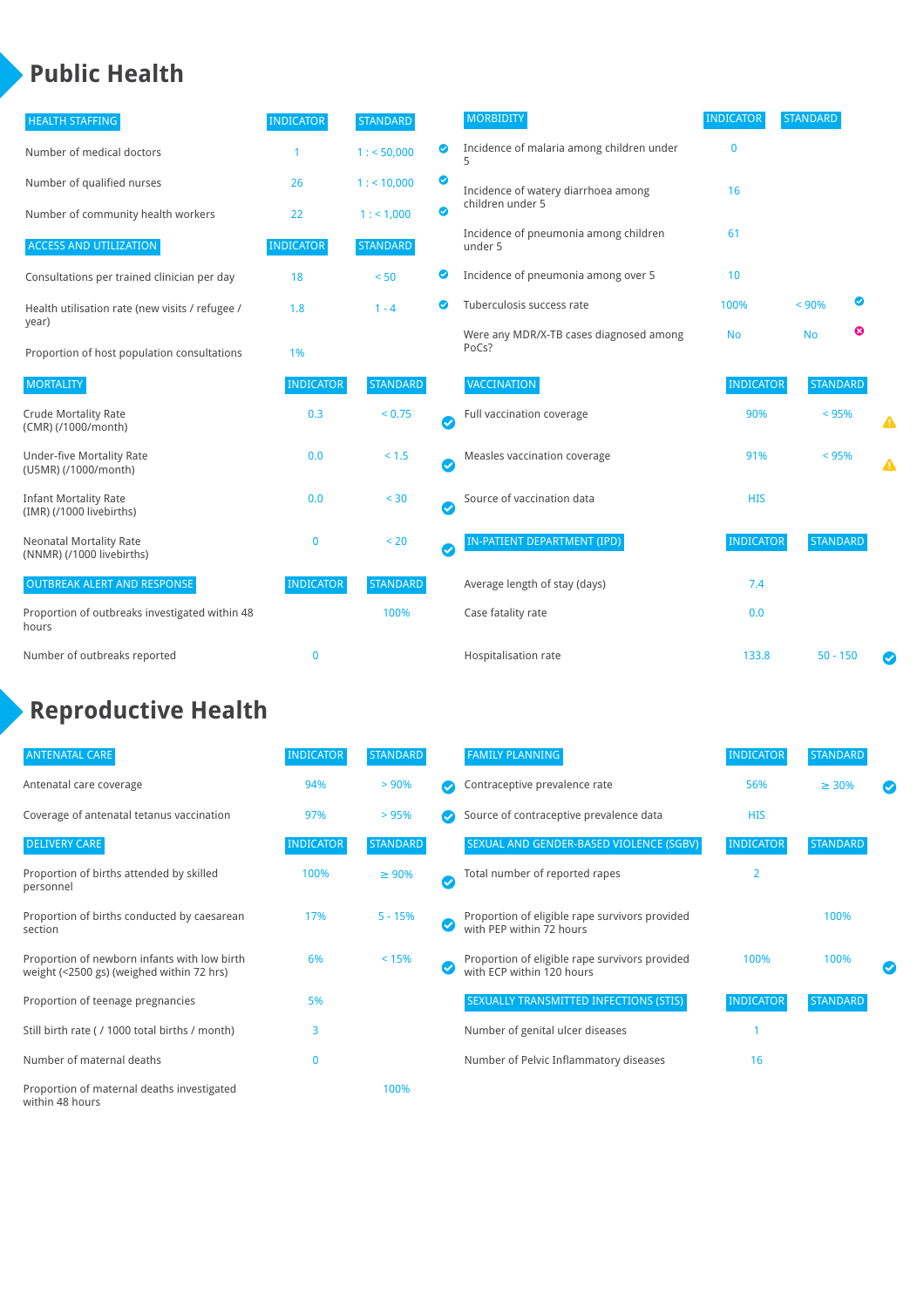# Public Health

| HEALTH STAFFING | INDICATOR | STANDARD | |
|---|---|---|---|
| Number of medical doctors | 1 | 1 : < 50,000 | ✔ |
| Number of qualified nurses | 26 | 1 : < 10,000 | ✔ |
| Number of community health workers | 22 | 1 : < 1,000 | ✔ |

| ACCESS AND UTILIZATION | INDICATOR | STANDARD | |
|---|---|---|---|
| Consultations per trained clinician per day | 18 | < 50 | ✔ |
| Health utilisation rate (new visits / refugee / year) | 1.8 | 1 - 4 | ✔ |
| Proportion of host population consultations | 1% | | |

| MORTALITY | INDICATOR | STANDARD | |
|---|---|---|---|
| Crude Mortality Rate (CMR) (/1000/month) | 0.3 | < 0.75 | ✔ |
| Under-five Mortality Rate (U5MR) (/1000/month) | 0.0 | < 1.5 | ✔ |
| Infant Mortality Rate (IMR) (/1000 livebirths) | 0.0 | < 30 | ✔ |
| Neonatal Mortality Rate (NNMR) (/1000 livebirths) | 0 | < 20 | ✔ |

| OUTBREAK ALERT AND RESPONSE | INDICATOR | STANDARD |
|---|---|---|
| Proportion of outbreaks investigated within 48 hours | | 100% |
| Number of outbreaks reported | 0 | |

| MORBIDITY | INDICATOR | STANDARD | |
|---|---|---|---|
| Incidence of malaria among children under 5 | 0 | | |
| Incidence of watery diarrhoea among children under 5 | 16 | | |
| Incidence of pneumonia among children under 5 | 61 | | |
| Incidence of pneumonia among over 5 | 10 | | |
| Tuberculosis success rate | 100% | < 90% | ✔ |
| Were any MDR/X-TB cases diagnosed among PoCs? | No | No | ✖ |

| VACCINATION | INDICATOR | STANDARD | |
|---|---|---|---|
| Full vaccination coverage | 90% | < 95% | ⚠ |
| Measles vaccination coverage | 91% | < 95% | ⚠ |
| Source of vaccination data | HIS | | |

| IN-PATIENT DEPARTMENT (IPD) | INDICATOR | STANDARD | |
|---|---|---|---|
| Average length of stay (days) | 7.4 | | |
| Case fatality rate | 0.0 | | |
| Hospitalisation rate | 133.8 | 50 - 150 | ✔ |

# Reproductive Health

| ANTENATAL CARE | INDICATOR | STANDARD | |
|---|---|---|---|
| Antenatal care coverage | 94% | > 90% | ✔ |
| Coverage of antenatal tetanus vaccination | 97% | > 95% | ✔ |

| DELIVERY CARE | INDICATOR | STANDARD | |
|---|---|---|---|
| Proportion of births attended by skilled personnel | 100% | ≥ 90% | ✔ |
| Proportion of births conducted by caesarean section | 17% | 5 - 15% | ✔ |
| Proportion of newborn infants with low birth weight (<2500 gs) (weighed within 72 hrs) | 6% | < 15% | ✔ |
| Proportion of teenage pregnancies | 5% | | |
| Still birth rate ( / 1000 total births / month) | 3 | | |
| Number of maternal deaths | 0 | | |
| Proportion of maternal deaths investigated within 48 hours | | 100% | |

| FAMILY PLANNING | INDICATOR | STANDARD | |
|---|---|---|---|
| Contraceptive prevalence rate | 56% | ≥ 30% | ✔ |
| Source of contraceptive prevalence data | HIS | | |

| SEXUAL AND GENDER-BASED VIOLENCE (SGBV) | INDICATOR | STANDARD | |
|---|---|---|---|
| Total number of reported rapes | 2 | | |
| Proportion of eligible rape survivors provided with PEP within 72 hours | | 100% | |
| Proportion of eligible rape survivors provided with ECP within 120 hours | 100% | 100% | ✔ |

| SEXUALLY TRANSMITTED INFECTIONS (STIS) | INDICATOR | STANDARD |
|---|---|---|
| Number of genital ulcer diseases | 1 | |
| Number of Pelvic Inflammatory diseases | 16 | |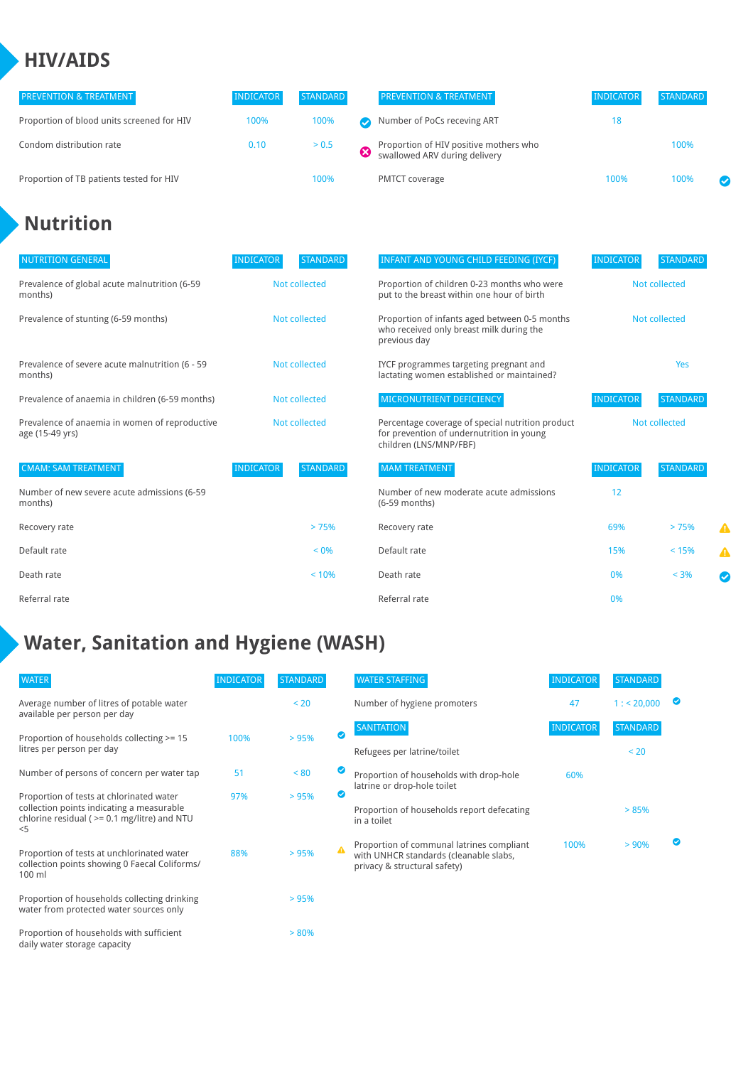# HIV/AIDS

| PREVENTION & TREATMENT | INDICATOR | STANDARD | |
|---|---|---|---|
| Proportion of blood units screened for HIV | 100% | 100% | ✔ |
| Condom distribution rate | 0.10 | > 0.5 | ✖ |
| Proportion of TB patients tested for HIV | | 100% | |

| PREVENTION & TREATMENT | INDICATOR | STANDARD | |
|---|---|---|---|
| Number of PoCs receving ART | 18 | | |
| Proportion of HIV positive mothers who swallowed ARV during delivery | | 100% | |
| PMTCT coverage | 100% | 100% | ✔ |

# Nutrition

| NUTRITION GENERAL | INDICATOR | STANDARD |
|---|---|---|
| Prevalence of global acute malnutrition (6-59 months) | Not collected | |
| Prevalence of stunting (6-59 months) | Not collected | |
| Prevalence of severe acute malnutrition (6 - 59 months) | Not collected | |
| Prevalence of anaemia in children (6-59 months) | Not collected | |
| Prevalence of anaemia in women of reproductive age (15-49 yrs) | Not collected | |

| INFANT AND YOUNG CHILD FEEDING (IYCF) | INDICATOR | STANDARD |
|---|---|---|
| Proportion of children 0-23 months who were put to the breast within one hour of birth | Not collected | |
| Proportion of infants aged between 0-5 months who received only breast milk during the previous day | Not collected | |
| IYCF programmes targeting pregnant and lactating women established or maintained? | | Yes |

| MICRONUTRIENT DEFICIENCY | INDICATOR | STANDARD |
|---|---|---|
| Percentage coverage of special nutrition product for prevention of undernutrition in young children (LNS/MNP/FBF) | Not collected | |

| CMAM: SAM TREATMENT | INDICATOR | STANDARD |
|---|---|---|
| Number of new severe acute admissions (6-59 months) | | |
| Recovery rate | | > 75% |
| Default rate | | < 0% |
| Death rate | | < 10% |
| Referral rate | | |

| MAM TREATMENT | INDICATOR | STANDARD | |
|---|---|---|---|
| Number of new moderate acute admissions (6-59 months) | 12 | | |
| Recovery rate | 69% | > 75% | ⚠ |
| Default rate | 15% | < 15% | ⚠ |
| Death rate | 0% | < 3% | ✔ |
| Referral rate | 0% | | |

# Water, Sanitation and Hygiene (WASH)

| WATER | INDICATOR | STANDARD | |
|---|---|---|---|
| Average number of litres of potable water available per person per day | | < 20 | |
| Proportion of households collecting >= 15 litres per person per day | 100% | > 95% | ✔ |
| Number of persons of concern per water tap | 51 | < 80 | ✔ |
| Proportion of tests at chlorinated water collection points indicating a measurable chlorine residual ( >= 0.1 mg/litre) and NTU <5 | 97% | > 95% | ✔ |
| Proportion of tests at unchlorinated water collection points showing 0 Faecal Coliforms/ 100 ml | 88% | > 95% | ⚠ |
| Proportion of households collecting drinking water from protected water sources only | | > 95% | |
| Proportion of households with sufficient daily water storage capacity | | > 80% | |

| WATER STAFFING | INDICATOR | STANDARD | |
|---|---|---|---|
| Number of hygiene promoters | 47 | 1 : < 20,000 | ✔ |

| SANITATION | INDICATOR | STANDARD | |
|---|---|---|---|
| Refugees per latrine/toilet | | < 20 | |
| Proportion of households with drop-hole latrine or drop-hole toilet | 60% | | |
| Proportion of households report defecating in a toilet | | > 85% | |
| Proportion of communal latrines compliant with UNHCR standards (cleanable slabs, privacy & structural safety) | 100% | > 90% | ✔ |